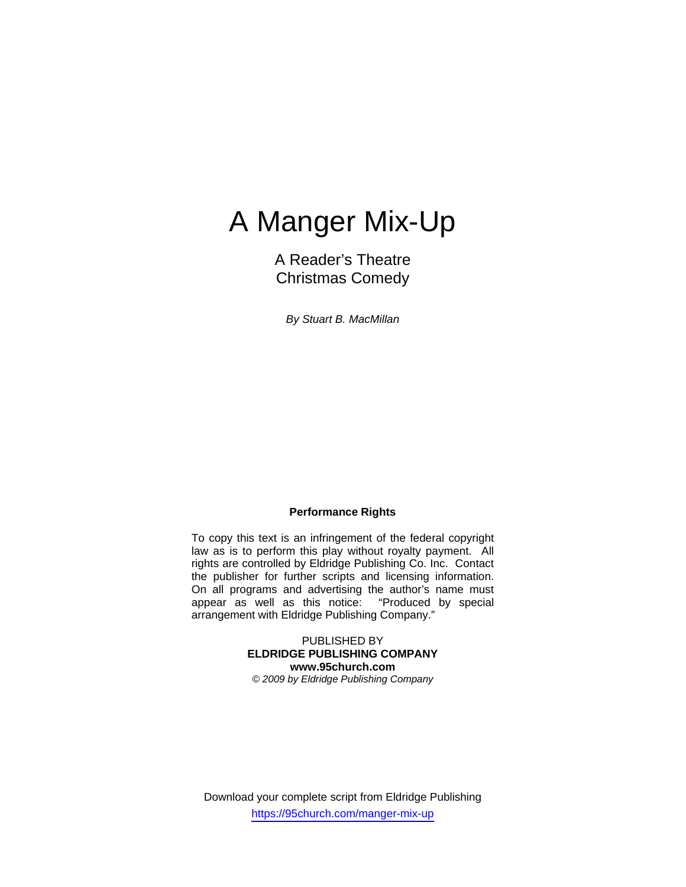# A Manger Mix-Up

A Reader's Theatre
Christmas Comedy

*By Stuart B. MacMillan*

**Performance Rights**

To copy this text is an infringement of the federal copyright law as is to perform this play without royalty payment. All rights are controlled by Eldridge Publishing Co. Inc. Contact the publisher for further scripts and licensing information. On all programs and advertising the author's name must appear as well as this notice: "Produced by special arrangement with Eldridge Publishing Company."

PUBLISHED BY
**ELDRIDGE PUBLISHING COMPANY**
**www.95church.com**
*© 2009 by Eldridge Publishing Company*

Download your complete script from Eldridge Publishing
https://95church.com/manger-mix-up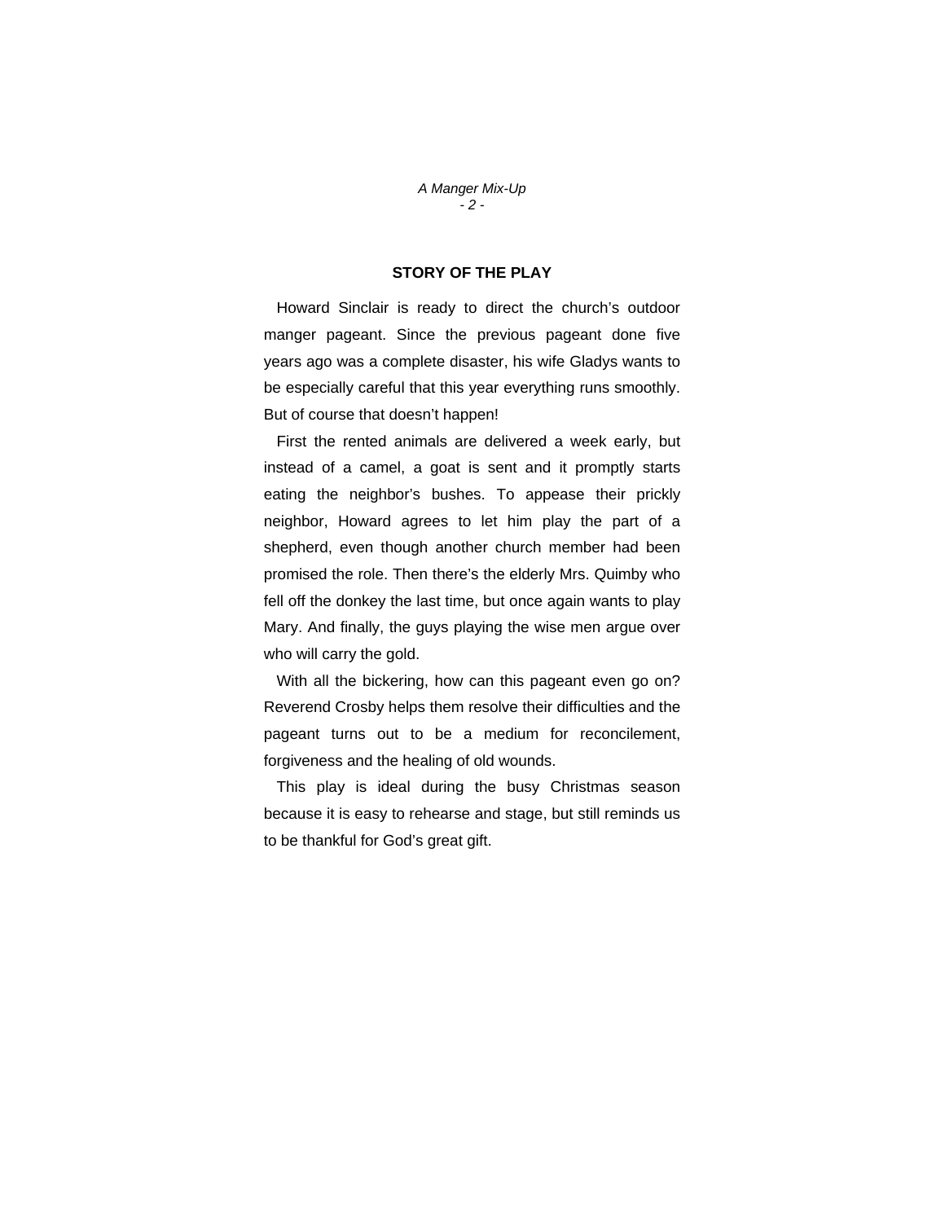## STORY OF THE PLAY

Howard Sinclair is ready to direct the church's outdoor manger pageant. Since the previous pageant done five years ago was a complete disaster, his wife Gladys wants to be especially careful that this year everything runs smoothly. But of course that doesn't happen!

First the rented animals are delivered a week early, but instead of a camel, a goat is sent and it promptly starts eating the neighbor's bushes. To appease their prickly neighbor, Howard agrees to let him play the part of a shepherd, even though another church member had been promised the role. Then there's the elderly Mrs. Quimby who fell off the donkey the last time, but once again wants to play Mary. And finally, the guys playing the wise men argue over who will carry the gold.

With all the bickering, how can this pageant even go on? Reverend Crosby helps them resolve their difficulties and the pageant turns out to be a medium for reconcilement, forgiveness and the healing of old wounds.

This play is ideal during the busy Christmas season because it is easy to rehearse and stage, but still reminds us to be thankful for God's great gift.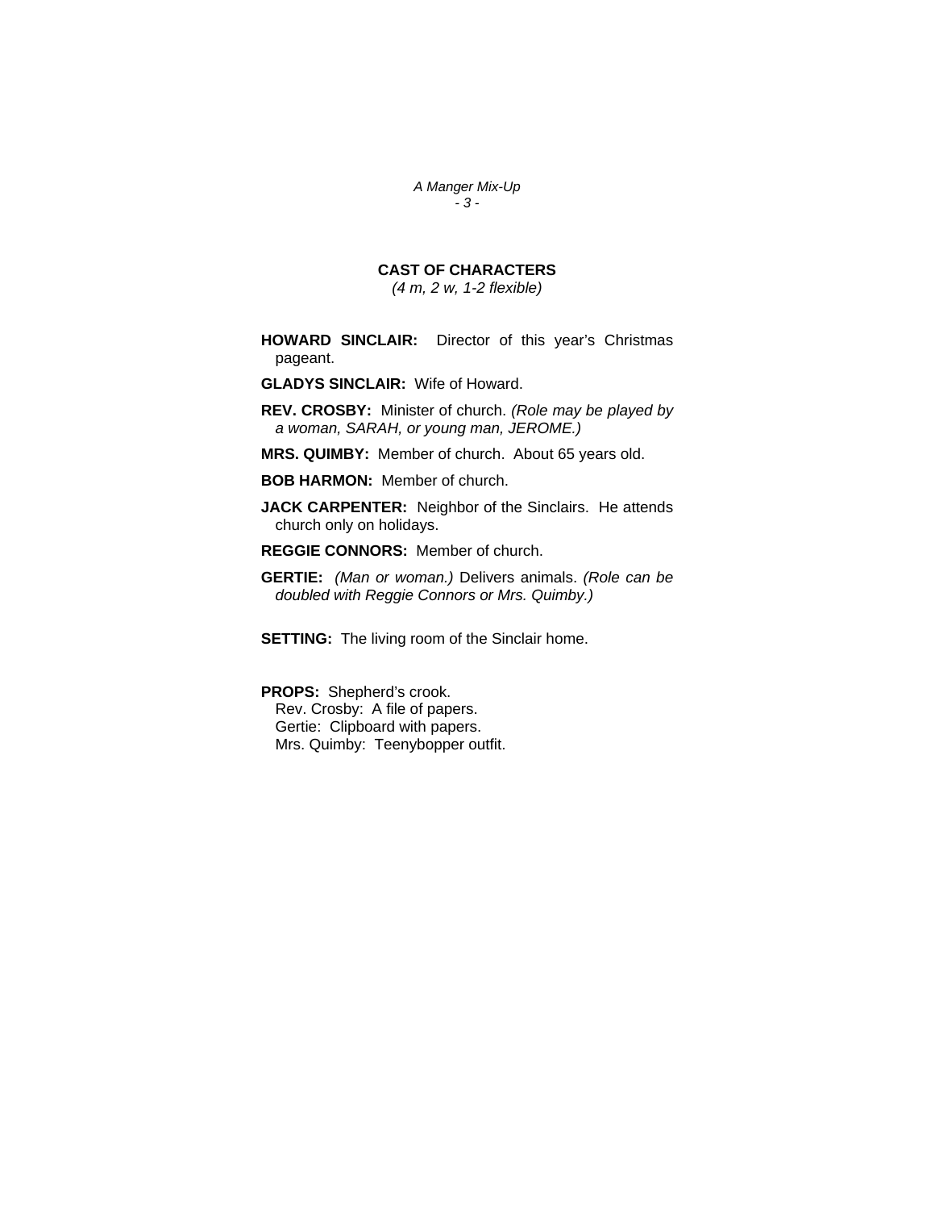## CAST OF CHARACTERS

*(4 m, 2 w, 1-2 flexible)*

**HOWARD SINCLAIR:** Director of this year's Christmas pageant.

**GLADYS SINCLAIR:** Wife of Howard.

**REV. CROSBY:** Minister of church. *(Role may be played by a woman, SARAH, or young man, JEROME.)*

**MRS. QUIMBY:** Member of church. About 65 years old.

**BOB HARMON:** Member of church.

**JACK CARPENTER:** Neighbor of the Sinclairs. He attends church only on holidays.

**REGGIE CONNORS:** Member of church.

**GERTIE:** *(Man or woman.)* Delivers animals. *(Role can be doubled with Reggie Connors or Mrs. Quimby.)*

**SETTING:** The living room of the Sinclair home.

**PROPS:** Shepherd's crook.
Rev. Crosby: A file of papers.
Gertie: Clipboard with papers.
Mrs. Quimby: Teenybopper outfit.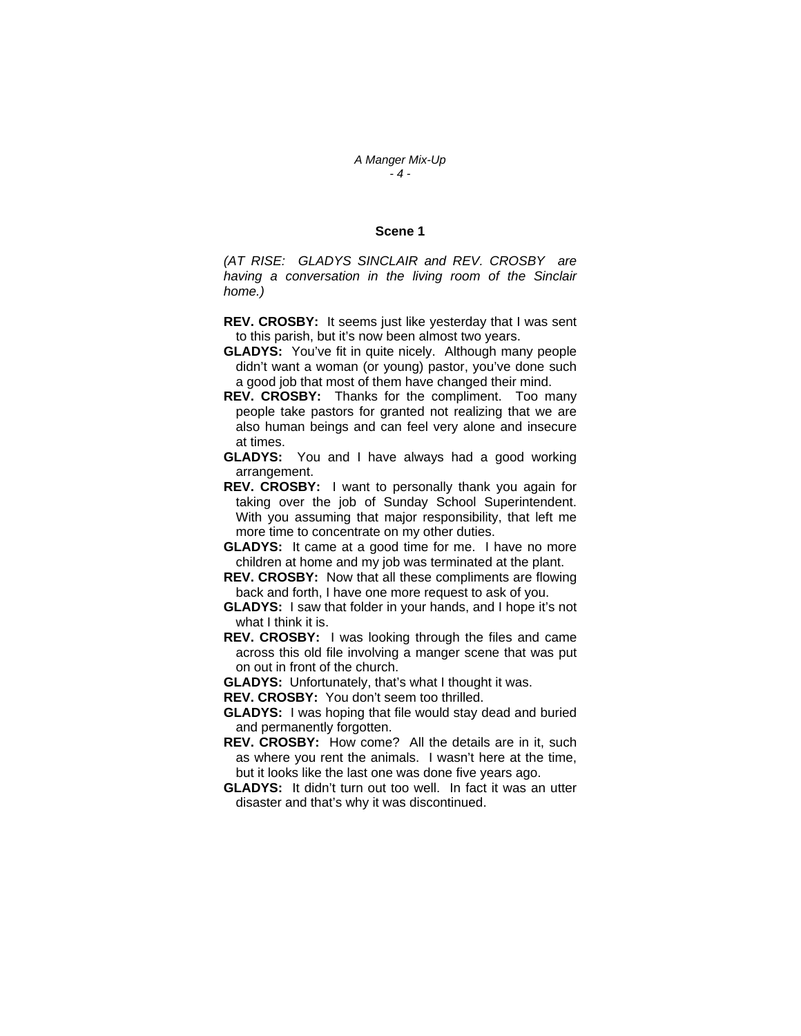### Scene 1

*(AT RISE: GLADYS SINCLAIR and REV. CROSBY are having a conversation in the living room of the Sinclair home.)*

**REV. CROSBY:** It seems just like yesterday that I was sent to this parish, but it's now been almost two years.

**GLADYS:** You've fit in quite nicely. Although many people didn't want a woman (or young) pastor, you've done such a good job that most of them have changed their mind.

**REV. CROSBY:** Thanks for the compliment. Too many people take pastors for granted not realizing that we are also human beings and can feel very alone and insecure at times.

**GLADYS:** You and I have always had a good working arrangement.

**REV. CROSBY:** I want to personally thank you again for taking over the job of Sunday School Superintendent. With you assuming that major responsibility, that left me more time to concentrate on my other duties.

**GLADYS:** It came at a good time for me. I have no more children at home and my job was terminated at the plant.

**REV. CROSBY:** Now that all these compliments are flowing back and forth, I have one more request to ask of you.

**GLADYS:** I saw that folder in your hands, and I hope it's not what I think it is.

**REV. CROSBY:** I was looking through the files and came across this old file involving a manger scene that was put on out in front of the church.

**GLADYS:** Unfortunately, that's what I thought it was.

**REV. CROSBY:** You don't seem too thrilled.

**GLADYS:** I was hoping that file would stay dead and buried and permanently forgotten.

**REV. CROSBY:** How come? All the details are in it, such as where you rent the animals. I wasn't here at the time, but it looks like the last one was done five years ago.

**GLADYS:** It didn't turn out too well. In fact it was an utter disaster and that's why it was discontinued.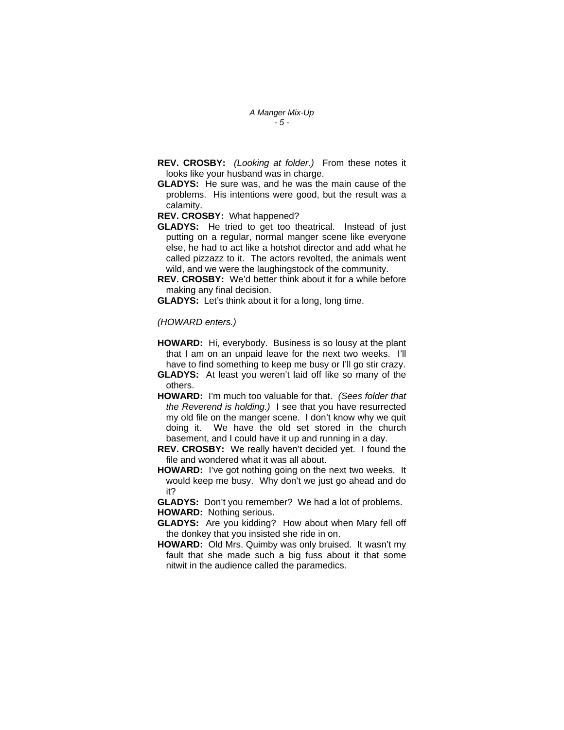**REV. CROSBY:** *(Looking at folder.)* From these notes it looks like your husband was in charge.

**GLADYS:** He sure was, and he was the main cause of the problems. His intentions were good, but the result was a calamity.

**REV. CROSBY:** What happened?

**GLADYS:** He tried to get too theatrical. Instead of just putting on a regular, normal manger scene like everyone else, he had to act like a hotshot director and add what he called pizzazz to it. The actors revolted, the animals went wild, and we were the laughingstock of the community.

**REV. CROSBY:** We'd better think about it for a while before making any final decision.

**GLADYS:** Let's think about it for a long, long time.

*(HOWARD enters.)*

**HOWARD:** Hi, everybody. Business is so lousy at the plant that I am on an unpaid leave for the next two weeks. I'll have to find something to keep me busy or I'll go stir crazy.

**GLADYS:** At least you weren't laid off like so many of the others.

**HOWARD:** I'm much too valuable for that. *(Sees folder that the Reverend is holding.)* I see that you have resurrected my old file on the manger scene. I don't know why we quit doing it. We have the old set stored in the church basement, and I could have it up and running in a day.

**REV. CROSBY:** We really haven't decided yet. I found the file and wondered what it was all about.

**HOWARD:** I've got nothing going on the next two weeks. It would keep me busy. Why don't we just go ahead and do it?

**GLADYS:** Don't you remember? We had a lot of problems.

**HOWARD:** Nothing serious.

**GLADYS:** Are you kidding? How about when Mary fell off the donkey that you insisted she ride in on.

**HOWARD:** Old Mrs. Quimby was only bruised. It wasn't my fault that she made such a big fuss about it that some nitwit in the audience called the paramedics.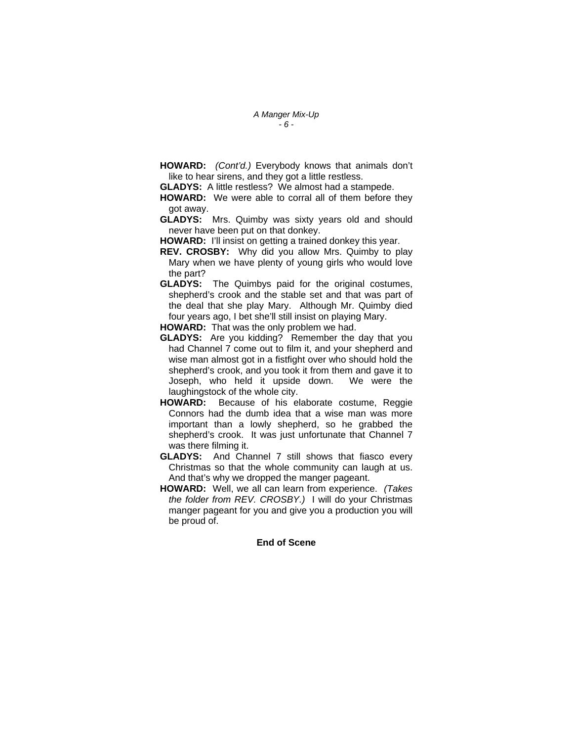**HOWARD:** *(Cont'd.)* Everybody knows that animals don't like to hear sirens, and they got a little restless.

**GLADYS:** A little restless? We almost had a stampede.

**HOWARD:** We were able to corral all of them before they got away.

**GLADYS:** Mrs. Quimby was sixty years old and should never have been put on that donkey.

**HOWARD:** I'll insist on getting a trained donkey this year.

**REV. CROSBY:** Why did you allow Mrs. Quimby to play Mary when we have plenty of young girls who would love the part?

**GLADYS:** The Quimbys paid for the original costumes, shepherd's crook and the stable set and that was part of the deal that she play Mary. Although Mr. Quimby died four years ago, I bet she'll still insist on playing Mary.

**HOWARD:** That was the only problem we had.

**GLADYS:** Are you kidding? Remember the day that you had Channel 7 come out to film it, and your shepherd and wise man almost got in a fistfight over who should hold the shepherd's crook, and you took it from them and gave it to Joseph, who held it upside down. We were the laughingstock of the whole city.

**HOWARD:** Because of his elaborate costume, Reggie Connors had the dumb idea that a wise man was more important than a lowly shepherd, so he grabbed the shepherd's crook. It was just unfortunate that Channel 7 was there filming it.

**GLADYS:** And Channel 7 still shows that fiasco every Christmas so that the whole community can laugh at us. And that's why we dropped the manger pageant.

**HOWARD:** Well, we all can learn from experience. *(Takes the folder from REV. CROSBY.)* I will do your Christmas manger pageant for you and give you a production you will be proud of.

**End of Scene**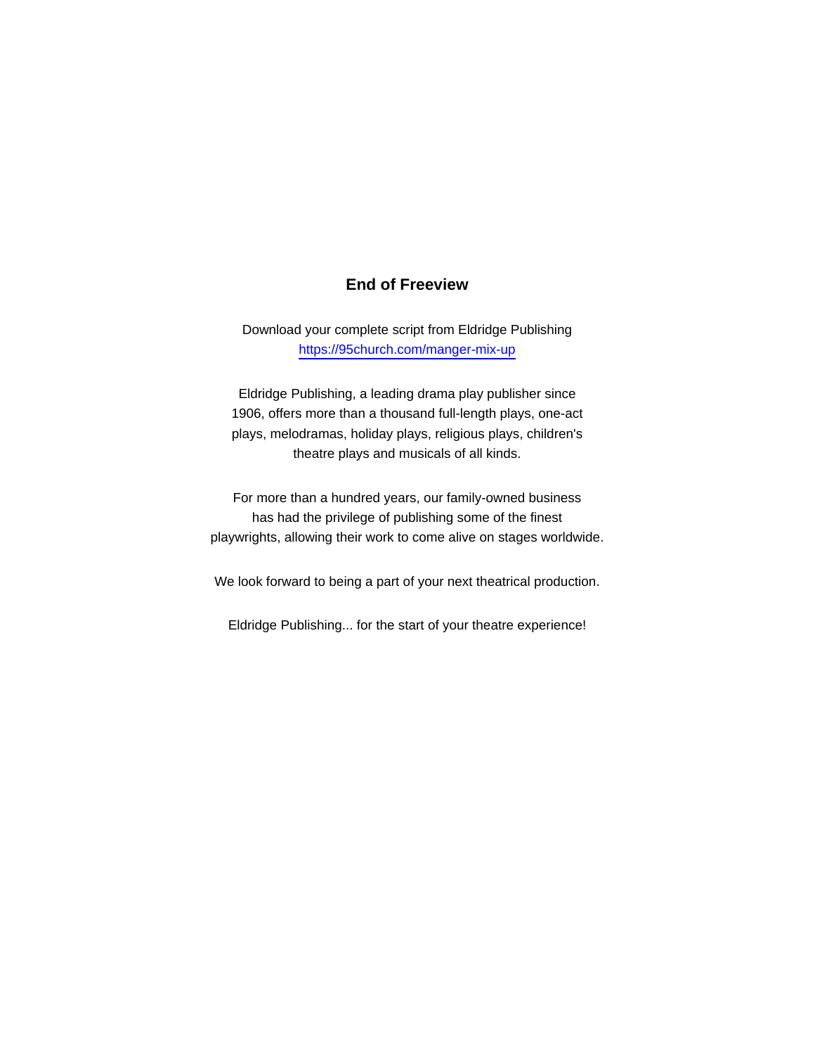## End of Freeview

Download your complete script from Eldridge Publishing
https://95church.com/manger-mix-up

Eldridge Publishing, a leading drama play publisher since 1906, offers more than a thousand full-length plays, one-act plays, melodramas, holiday plays, religious plays, children's theatre plays and musicals of all kinds.

For more than a hundred years, our family-owned business has had the privilege of publishing some of the finest playwrights, allowing their work to come alive on stages worldwide.

We look forward to being a part of your next theatrical production.

Eldridge Publishing... for the start of your theatre experience!